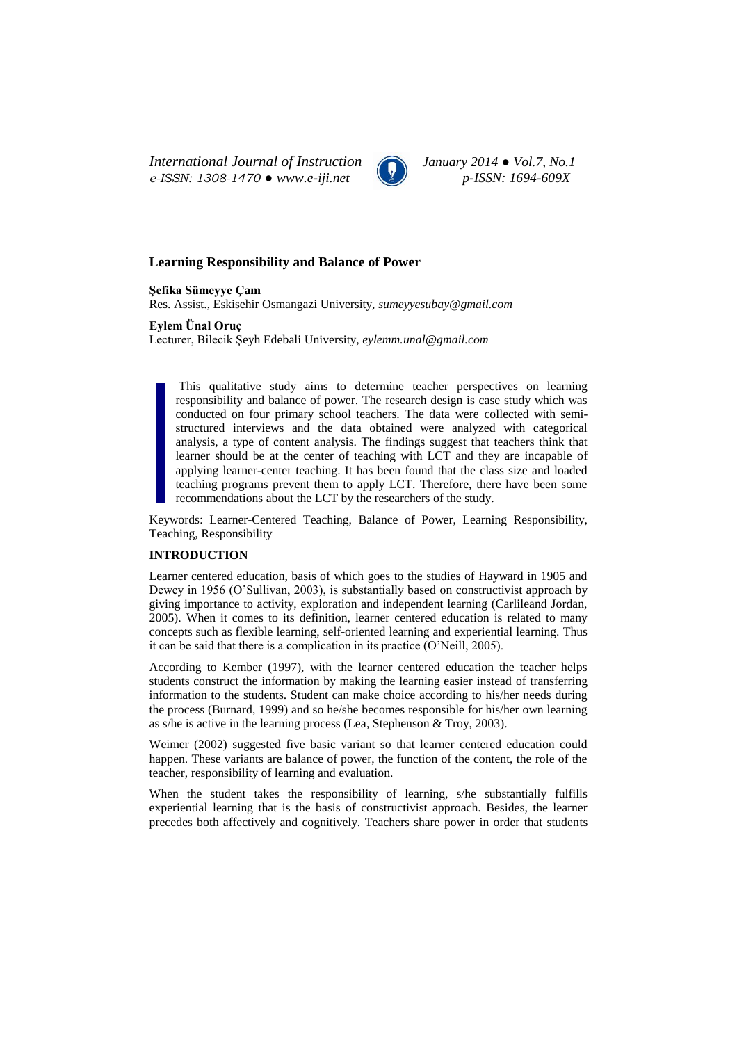# Learning Responsibility and Balance of Power

**Şefika Sümeyye Çam**
Res. Assist., Eskisehir Osmangazi University, *sumeyyesubay@gmail.com*

**Eylem Ünal Oruç**
Lecturer, Bilecik Şeyh Edebali University, *eylemm.unal@gmail.com*

This qualitative study aims to determine teacher perspectives on learning responsibility and balance of power. The research design is case study which was conducted on four primary school teachers. The data were collected with semi-structured interviews and the data obtained were analyzed with categorical analysis, a type of content analysis. The findings suggest that teachers think that learner should be at the center of teaching with LCT and they are incapable of applying learner-center teaching. It has been found that the class size and loaded teaching programs prevent them to apply LCT. Therefore, there have been some recommendations about the LCT by the researchers of the study.

Keywords: Learner-Centered Teaching, Balance of Power, Learning Responsibility, Teaching, Responsibility

## INTRODUCTION

Learner centered education, basis of which goes to the studies of Hayward in 1905 and Dewey in 1956 (O'Sullivan, 2003), is substantially based on constructivist approach by giving importance to activity, exploration and independent learning (Carlileand Jordan, 2005). When it comes to its definition, learner centered education is related to many concepts such as flexible learning, self-oriented learning and experiential learning. Thus it can be said that there is a complication in its practice (O'Neill, 2005).

According to Kember (1997), with the learner centered education the teacher helps students construct the information by making the learning easier instead of transferring information to the students. Student can make choice according to his/her needs during the process (Burnard, 1999) and so he/she becomes responsible for his/her own learning as s/he is active in the learning process (Lea, Stephenson & Troy, 2003).

Weimer (2002) suggested five basic variant so that learner centered education could happen. These variants are balance of power, the function of the content, the role of the teacher, responsibility of learning and evaluation.

When the student takes the responsibility of learning, s/he substantially fulfills experiential learning that is the basis of constructivist approach. Besides, the learner precedes both affectively and cognitively. Teachers share power in order that students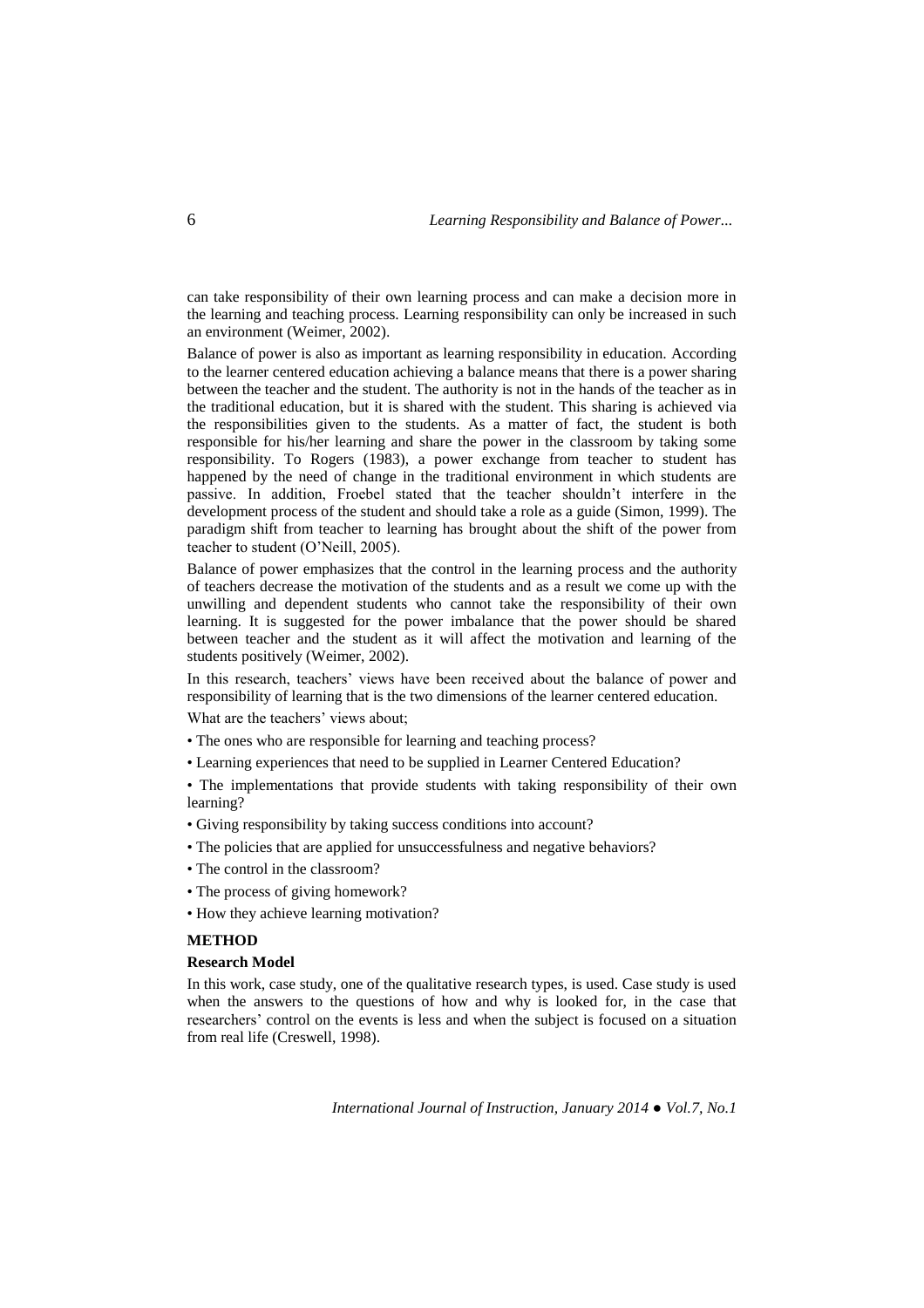can take responsibility of their own learning process and can make a decision more in the learning and teaching process. Learning responsibility can only be increased in such an environment (Weimer, 2002).

Balance of power is also as important as learning responsibility in education. According to the learner centered education achieving a balance means that there is a power sharing between the teacher and the student. The authority is not in the hands of the teacher as in the traditional education, but it is shared with the student. This sharing is achieved via the responsibilities given to the students. As a matter of fact, the student is both responsible for his/her learning and share the power in the classroom by taking some responsibility. To Rogers (1983), a power exchange from teacher to student has happened by the need of change in the traditional environment in which students are passive. In addition, Froebel stated that the teacher shouldn't interfere in the development process of the student and should take a role as a guide (Simon, 1999). The paradigm shift from teacher to learning has brought about the shift of the power from teacher to student (O'Neill, 2005).

Balance of power emphasizes that the control in the learning process and the authority of teachers decrease the motivation of the students and as a result we come up with the unwilling and dependent students who cannot take the responsibility of their own learning. It is suggested for the power imbalance that the power should be shared between teacher and the student as it will affect the motivation and learning of the students positively (Weimer, 2002).

In this research, teachers' views have been received about the balance of power and responsibility of learning that is the two dimensions of the learner centered education.

What are the teachers' views about;

- The ones who are responsible for learning and teaching process?
- Learning experiences that need to be supplied in Learner Centered Education?
- The implementations that provide students with taking responsibility of their own learning?
- Giving responsibility by taking success conditions into account?
- The policies that are applied for unsuccessfulness and negative behaviors?
- The control in the classroom?
- The process of giving homework?
- How they achieve learning motivation?

## METHOD

### Research Model

In this work, case study, one of the qualitative research types, is used. Case study is used when the answers to the questions of how and why is looked for, in the case that researchers' control on the events is less and when the subject is focused on a situation from real life (Creswell, 1998).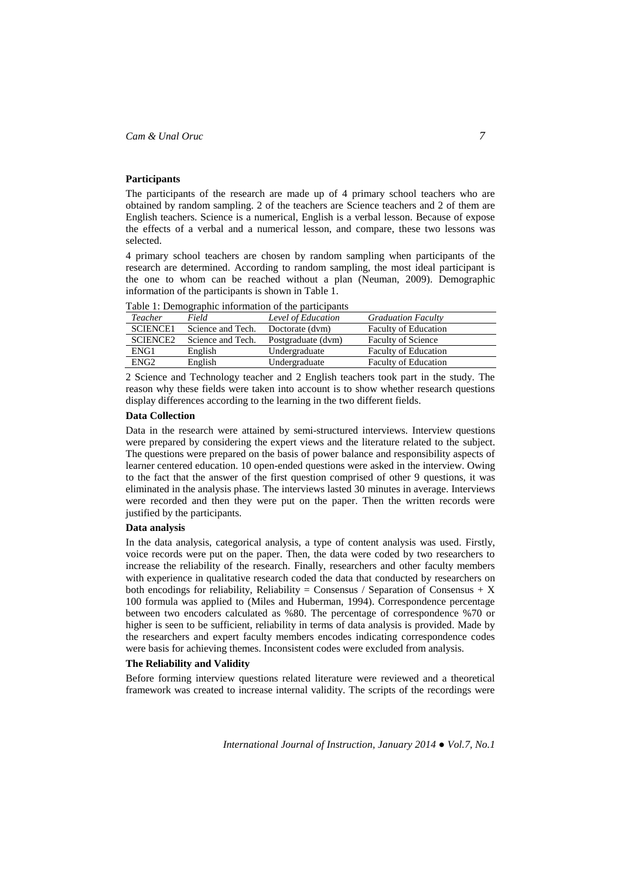**Participants**

The participants of the research are made up of 4 primary school teachers who are obtained by random sampling. 2 of the teachers are Science teachers and 2 of them are English teachers. Science is a numerical, English is a verbal lesson. Because of expose the effects of a verbal and a numerical lesson, and compare, these two lessons was selected.

4 primary school teachers are chosen by random sampling when participants of the research are determined. According to random sampling, the most ideal participant is the one to whom can be reached without a plan (Neuman, 2009). Demographic information of the participants is shown in Table 1.

Table 1: Demographic information of the participants

| *Teacher* | *Field* | *Level of Education* | *Graduation Faculty* |
|---|---|---|---|
| SCIENCE1 | Science and Tech. | Doctorate (dvm) | Faculty of Education |
| SCIENCE2 | Science and Tech. | Postgraduate (dvm) | Faculty of Science |
| ENG1 | English | Undergraduate | Faculty of Education |
| ENG2 | English | Undergraduate | Faculty of Education |

2 Science and Technology teacher and 2 English teachers took part in the study. The reason why these fields were taken into account is to show whether research questions display differences according to the learning in the two different fields.

**Data Collection**

Data in the research were attained by semi-structured interviews. Interview questions were prepared by considering the expert views and the literature related to the subject. The questions were prepared on the basis of power balance and responsibility aspects of learner centered education. 10 open-ended questions were asked in the interview. Owing to the fact that the answer of the first question comprised of other 9 questions, it was eliminated in the analysis phase. The interviews lasted 30 minutes in average. Interviews were recorded and then they were put on the paper. Then the written records were justified by the participants.

**Data analysis**

In the data analysis, categorical analysis, a type of content analysis was used. Firstly, voice records were put on the paper. Then, the data were coded by two researchers to increase the reliability of the research. Finally, researchers and other faculty members with experience in qualitative research coded the data that conducted by researchers on both encodings for reliability, Reliability = Consensus / Separation of Consensus + X 100 formula was applied to (Miles and Huberman, 1994). Correspondence percentage between two encoders calculated as %80. The percentage of correspondence %70 or higher is seen to be sufficient, reliability in terms of data analysis is provided. Made by the researchers and expert faculty members encodes indicating correspondence codes were basis for achieving themes. Inconsistent codes were excluded from analysis.

**The Reliability and Validity**

Before forming interview questions related literature were reviewed and a theoretical framework was created to increase internal validity. The scripts of the recordings were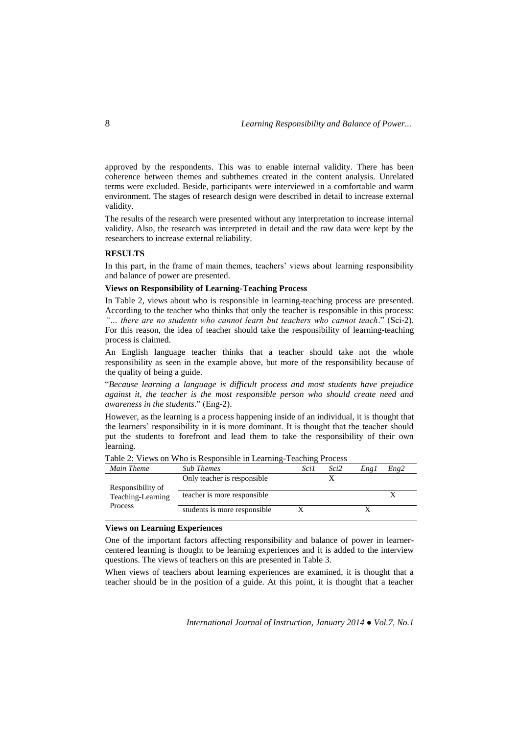approved by the respondents. This was to enable internal validity. There has been coherence between themes and subthemes created in the content analysis. Unrelated terms were excluded. Beside, participants were interviewed in a comfortable and warm environment. The stages of research design were described in detail to increase external validity.

The results of the research were presented without any interpretation to increase internal validity. Also, the research was interpreted in detail and the raw data were kept by the researchers to increase external reliability.

## RESULTS

In this part, in the frame of main themes, teachers' views about learning responsibility and balance of power are presented.

### Views on Responsibility of Learning-Teaching Process

In Table 2, views about who is responsible in learning-teaching process are presented. According to the teacher who thinks that only the teacher is responsible in this process: *"... there are no students who cannot learn but teachers who cannot teach*." (Sci-2). For this reason, the idea of teacher should take the responsibility of learning-teaching process is claimed.

An English language teacher thinks that a teacher should take not the whole responsibility as seen in the example above, but more of the responsibility because of the quality of being a guide.

"*Because learning a language is difficult process and most students have prejudice against it, the teacher is the most responsible person who should create need and awareness in the students*." (Eng-2).

However, as the learning is a process happening inside of an individual, it is thought that the learners' responsibility in it is more dominant. It is thought that the teacher should put the students to forefront and lead them to take the responsibility of their own learning.

Table 2: Views on Who is Responsible in Learning-Teaching Process

| *Main Theme* | *Sub Themes* | *Sci1* | *Sci2* | *Eng1* | *Eng2* |
|---|---|---|---|---|---|
| Responsibility of Teaching-Learning Process | Only teacher is responsible | | X | | |
| | teacher is more responsible | | | | X |
| | students is more responsible | X | | X | |

### Views on Learning Experiences

One of the important factors affecting responsibility and balance of power in learner-centered learning is thought to be learning experiences and it is added to the interview questions. The views of teachers on this are presented in Table 3.

When views of teachers about learning experiences are examined, it is thought that a teacher should be in the position of a guide. At this point, it is thought that a teacher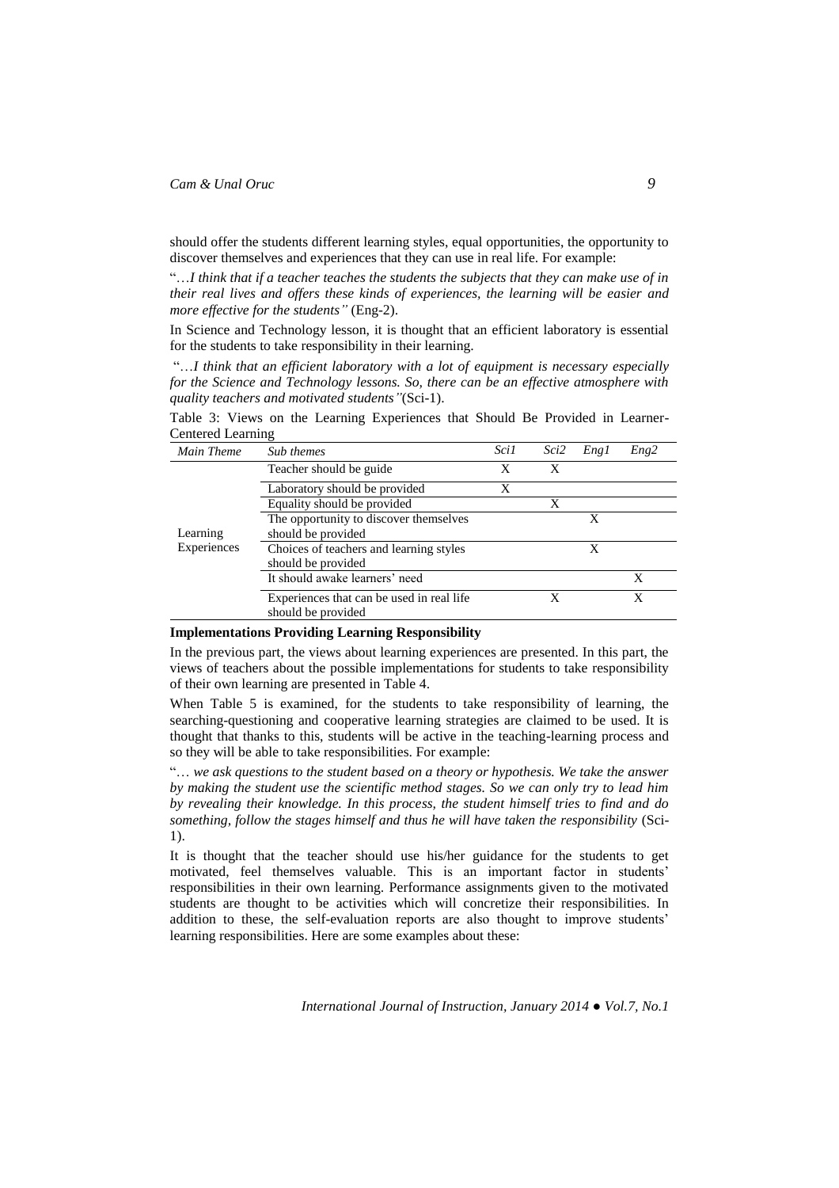should offer the students different learning styles, equal opportunities, the opportunity to discover themselves and experiences that they can use in real life. For example:

"…*I think that if a teacher teaches the students the subjects that they can make use of in their real lives and offers these kinds of experiences, the learning will be easier and more effective for the students"* (Eng-2).

In Science and Technology lesson, it is thought that an efficient laboratory is essential for the students to take responsibility in their learning.

"…*I think that an efficient laboratory with a lot of equipment is necessary especially for the Science and Technology lessons. So, there can be an effective atmosphere with quality teachers and motivated students"*(Sci-1).

Table 3: Views on the Learning Experiences that Should Be Provided in Learner-Centered Learning

| *Main Theme* | *Sub themes* | *Sci1* | *Sci2* | *Eng1* | *Eng2* |
|---|---|---|---|---|---|
| Learning Experiences | Teacher should be guide | X | X | | |
| | Laboratory should be provided | X | | | |
| | Equality should be provided | | X | | |
| | The opportunity to discover themselves should be provided | | | X | |
| | Choices of teachers and learning styles should be provided | | | X | |
| | It should awake learners' need | | | | X |
| | Experiences that can be used in real life should be provided | | X | | X |

**Implementations Providing Learning Responsibility**

In the previous part, the views about learning experiences are presented. In this part, the views of teachers about the possible implementations for students to take responsibility of their own learning are presented in Table 4.

When Table 5 is examined, for the students to take responsibility of learning, the searching-questioning and cooperative learning strategies are claimed to be used. It is thought that thanks to this, students will be active in the teaching-learning process and so they will be able to take responsibilities. For example:

"… *we ask questions to the student based on a theory or hypothesis. We take the answer by making the student use the scientific method stages. So we can only try to lead him by revealing their knowledge. In this process, the student himself tries to find and do something, follow the stages himself and thus he will have taken the responsibility* (Sci-1).

It is thought that the teacher should use his/her guidance for the students to get motivated, feel themselves valuable. This is an important factor in students' responsibilities in their own learning. Performance assignments given to the motivated students are thought to be activities which will concretize their responsibilities. In addition to these, the self-evaluation reports are also thought to improve students' learning responsibilities. Here are some examples about these: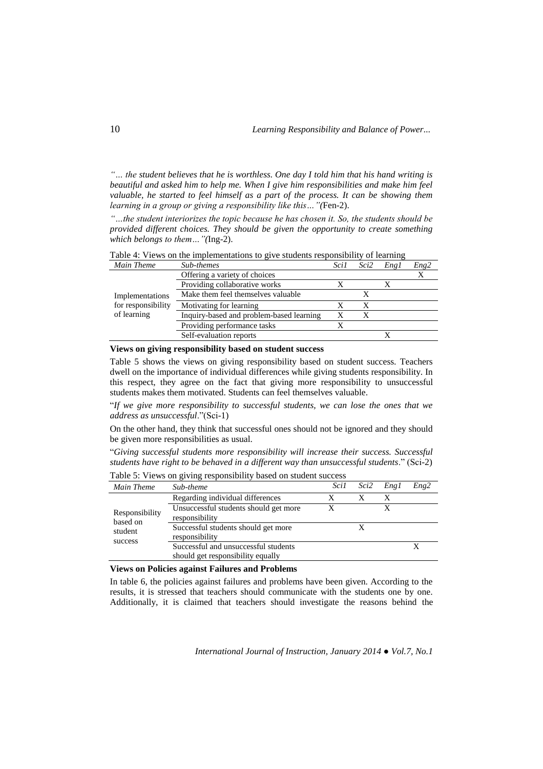*"… the student believes that he is worthless. One day I told him that his hand writing is beautiful and asked him to help me. When I give him responsibilities and make him feel valuable, he started to feel himself as a part of the process. It can be showing them learning in a group or giving a responsibility like this…"*(Fen-2).

*"…the student interiorizes the topic because he has chosen it. So, the students should be provided different choices. They should be given the opportunity to create something which belongs to them…"*(Ing-2).

Table 4: Views on the implementations to give students responsibility of learning

| *Main Theme* | *Sub-themes* | *Sci1* | *Sci2* | *Eng1* | *Eng2* |
|---|---|---|---|---|---|
| Implementations for responsibility of learning | Offering a variety of choices | | | | X |
| | Providing collaborative works | X | | X | |
| | Make them feel themselves valuable | | X | | |
| | Motivating for learning | X | X | | |
| | Inquiry-based and problem-based learning | X | X | | |
| | Providing performance tasks | X | | | |
| | Self-evaluation reports | | | X | |

**Views on giving responsibility based on student success**

Table 5 shows the views on giving responsibility based on student success. Teachers dwell on the importance of individual differences while giving students responsibility. In this respect, they agree on the fact that giving more responsibility to unsuccessful students makes them motivated. Students can feel themselves valuable.

"*If we give more responsibility to successful students, we can lose the ones that we address as unsuccessful*."(Sci-1)

On the other hand, they think that successful ones should not be ignored and they should be given more responsibilities as usual.

"*Giving successful students more responsibility will increase their success. Successful students have right to be behaved in a different way than unsuccessful students*." (Sci-2)

Table 5: Views on giving responsibility based on student success

| *Main Theme* | *Sub-theme* | *Sci1* | *Sci2* | *Eng1* | *Eng2* |
|---|---|---|---|---|---|
| Responsibility based on student success | Regarding individual differences | X | X | X | |
| | Unsuccessful students should get more responsibility | X | | X | |
| | Successful students should get more responsibility | | X | | |
| | Successful and unsuccessful students should get responsibility equally | | | | X |

**Views on Policies against Failures and Problems**

In table 6, the policies against failures and problems have been given. According to the results, it is stressed that teachers should communicate with the students one by one. Additionally, it is claimed that teachers should investigate the reasons behind the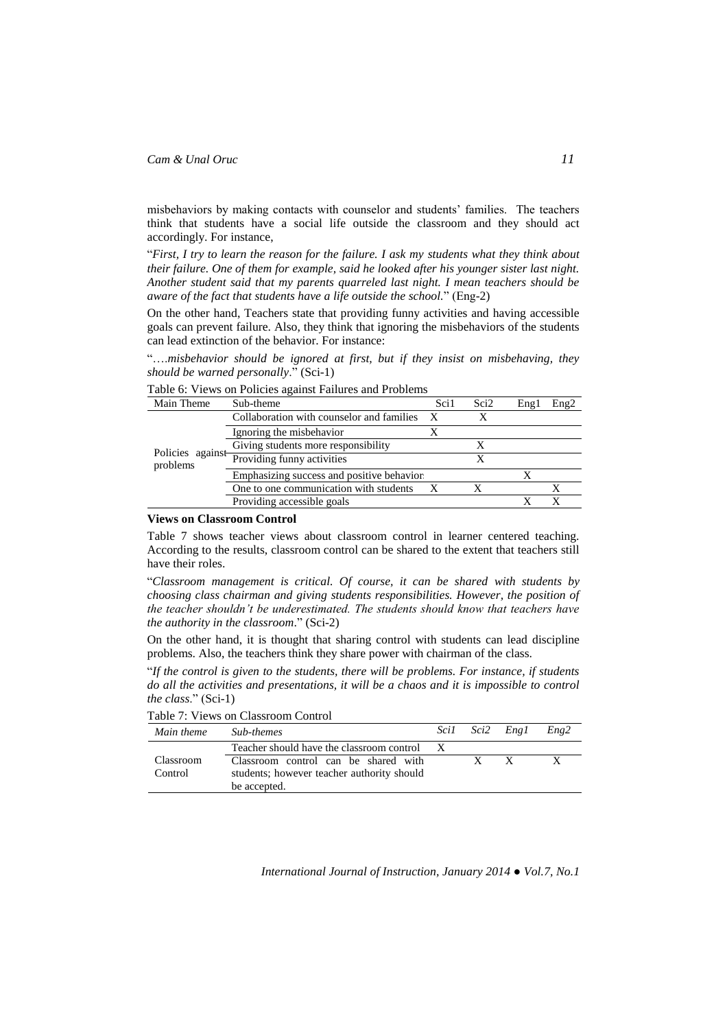misbehaviors by making contacts with counselor and students' families. The teachers think that students have a social life outside the classroom and they should act accordingly. For instance,

"*First, I try to learn the reason for the failure. I ask my students what they think about their failure. One of them for example, said he looked after his younger sister last night. Another student said that my parents quarreled last night. I mean teachers should be aware of the fact that students have a life outside the school.*" (Eng-2)

On the other hand, Teachers state that providing funny activities and having accessible goals can prevent failure. Also, they think that ignoring the misbehaviors of the students can lead extinction of the behavior. For instance:

"….*misbehavior should be ignored at first, but if they insist on misbehaving, they should be warned personally*." (Sci-1)

Table 6: Views on Policies against Failures and Problems

| Main Theme | Sub-theme | Sci1 | Sci2 | Eng1 | Eng2 |
|---|---|---|---|---|---|
| Policies against problems | Collaboration with counselor and families | X | X | | |
| | Ignoring the misbehavior | X | | | |
| | Giving students more responsibility | | X | | |
| | Providing funny activities | | X | | |
| | Emphasizing success and positive behavior | | | X | |
| | One to one communication with students | X | X | | X |
| | Providing accessible goals | | | X | X |

**Views on Classroom Control**

Table 7 shows teacher views about classroom control in learner centered teaching. According to the results, classroom control can be shared to the extent that teachers still have their roles.

"*Classroom management is critical. Of course, it can be shared with students by choosing class chairman and giving students responsibilities. However, the position of the teacher shouldn't be underestimated. The students should know that teachers have the authority in the classroom*." (Sci-2)

On the other hand, it is thought that sharing control with students can lead discipline problems. Also, the teachers think they share power with chairman of the class.

"*If the control is given to the students, there will be problems. For instance, if students do all the activities and presentations, it will be a chaos and it is impossible to control the class*." (Sci-1)

Table 7: Views on Classroom Control

| *Main theme* | *Sub-themes* | *Sci1* | *Sci2* | *Eng1* | *Eng2* |
|---|---|---|---|---|---|
| Classroom Control | Teacher should have the classroom control | X | | | |
| | Classroom control can be shared with students; however teacher authority should be accepted. | | X | X | X |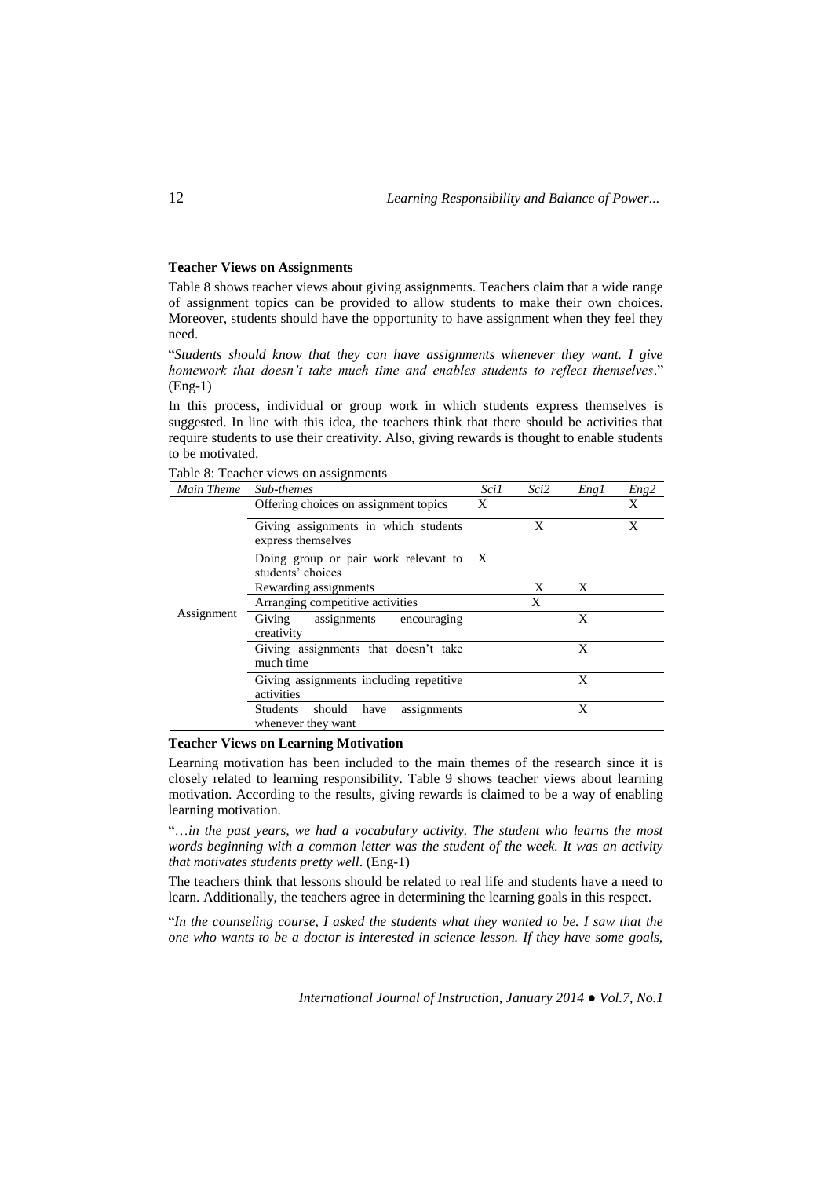### Teacher Views on Assignments

Table 8 shows teacher views about giving assignments. Teachers claim that a wide range of assignment topics can be provided to allow students to make their own choices. Moreover, students should have the opportunity to have assignment when they feel they need.

"*Students should know that they can have assignments whenever they want. I give homework that doesn't take much time and enables students to reflect themselves*." (Eng-1)

In this process, individual or group work in which students express themselves is suggested. In line with this idea, the teachers think that there should be activities that require students to use their creativity. Also, giving rewards is thought to enable students to be motivated.

Table 8: Teacher views on assignments

| *Main Theme* | *Sub-themes* | *Sci1* | *Sci2* | *Eng1* | *Eng2* |
|---|---|---|---|---|---|
| Assignment | Offering choices on assignment topics | X | | | X |
| | Giving assignments in which students express themselves | | X | | X |
| | Doing group or pair work relevant to students' choices | X | | | |
| | Rewarding assignments | | X | X | |
| | Arranging competitive activities | | X | | |
| | Giving assignments encouraging creativity | | | X | |
| | Giving assignments that doesn't take much time | | | X | |
| | Giving assignments including repetitive activities | | | X | |
| | Students should have assignments whenever they want | | | X | |

### Teacher Views on Learning Motivation

Learning motivation has been included to the main themes of the research since it is closely related to learning responsibility. Table 9 shows teacher views about learning motivation. According to the results, giving rewards is claimed to be a way of enabling learning motivation.

"…*in the past years, we had a vocabulary activity. The student who learns the most words beginning with a common letter was the student of the week. It was an activity that motivates students pretty well*. (Eng-1)

The teachers think that lessons should be related to real life and students have a need to learn. Additionally, the teachers agree in determining the learning goals in this respect.

"*In the counseling course, I asked the students what they wanted to be. I saw that the one who wants to be a doctor is interested in science lesson. If they have some goals,*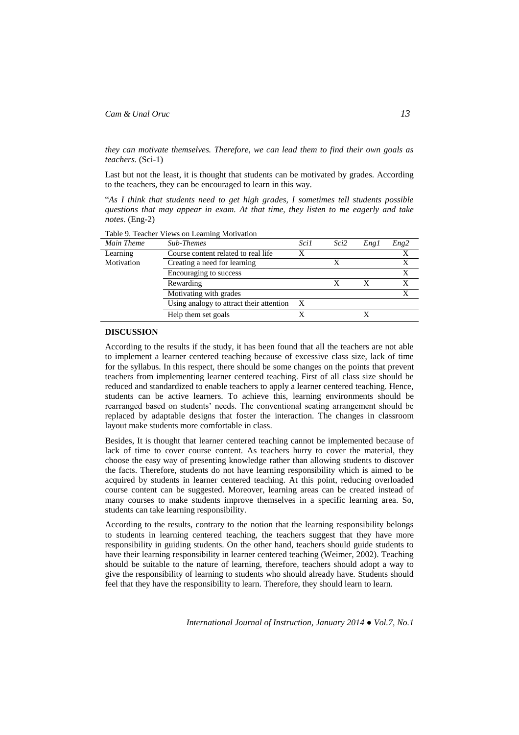*they can motivate themselves. Therefore, we can lead them to find their own goals as teachers.* (Sci-1)

Last but not the least, it is thought that students can be motivated by grades. According to the teachers, they can be encouraged to learn in this way.

"*As I think that students need to get high grades, I sometimes tell students possible questions that may appear in exam. At that time, they listen to me eagerly and take notes*. (Eng-2)

Table 9. Teacher Views on Learning Motivation

| *Main Theme* | *Sub-Themes* | *Sci1* | *Sci2* | *Eng1* | *Eng2* |
|---|---|---|---|---|---|
| Learning Motivation | Course content related to real life | X | | | X |
| | Creating a need for learning | | X | | X |
| | Encouraging to success | | | | X |
| | Rewarding | | X | X | X |
| | Motivating with grades | | | | X |
| | Using analogy to attract their attention | X | | | |
| | Help them set goals | X | | X | |

## DISCUSSION

According to the results if the study, it has been found that all the teachers are not able to implement a learner centered teaching because of excessive class size, lack of time for the syllabus. In this respect, there should be some changes on the points that prevent teachers from implementing learner centered teaching. First of all class size should be reduced and standardized to enable teachers to apply a learner centered teaching. Hence, students can be active learners. To achieve this, learning environments should be rearranged based on students' needs. The conventional seating arrangement should be replaced by adaptable designs that foster the interaction. The changes in classroom layout make students more comfortable in class.

Besides, It is thought that learner centered teaching cannot be implemented because of lack of time to cover course content. As teachers hurry to cover the material, they choose the easy way of presenting knowledge rather than allowing students to discover the facts. Therefore, students do not have learning responsibility which is aimed to be acquired by students in learner centered teaching. At this point, reducing overloaded course content can be suggested. Moreover, learning areas can be created instead of many courses to make students improve themselves in a specific learning area. So, students can take learning responsibility.

According to the results, contrary to the notion that the learning responsibility belongs to students in learning centered teaching, the teachers suggest that they have more responsibility in guiding students. On the other hand, teachers should guide students to have their learning responsibility in learner centered teaching (Weimer, 2002). Teaching should be suitable to the nature of learning, therefore, teachers should adopt a way to give the responsibility of learning to students who should already have. Students should feel that they have the responsibility to learn. Therefore, they should learn to learn.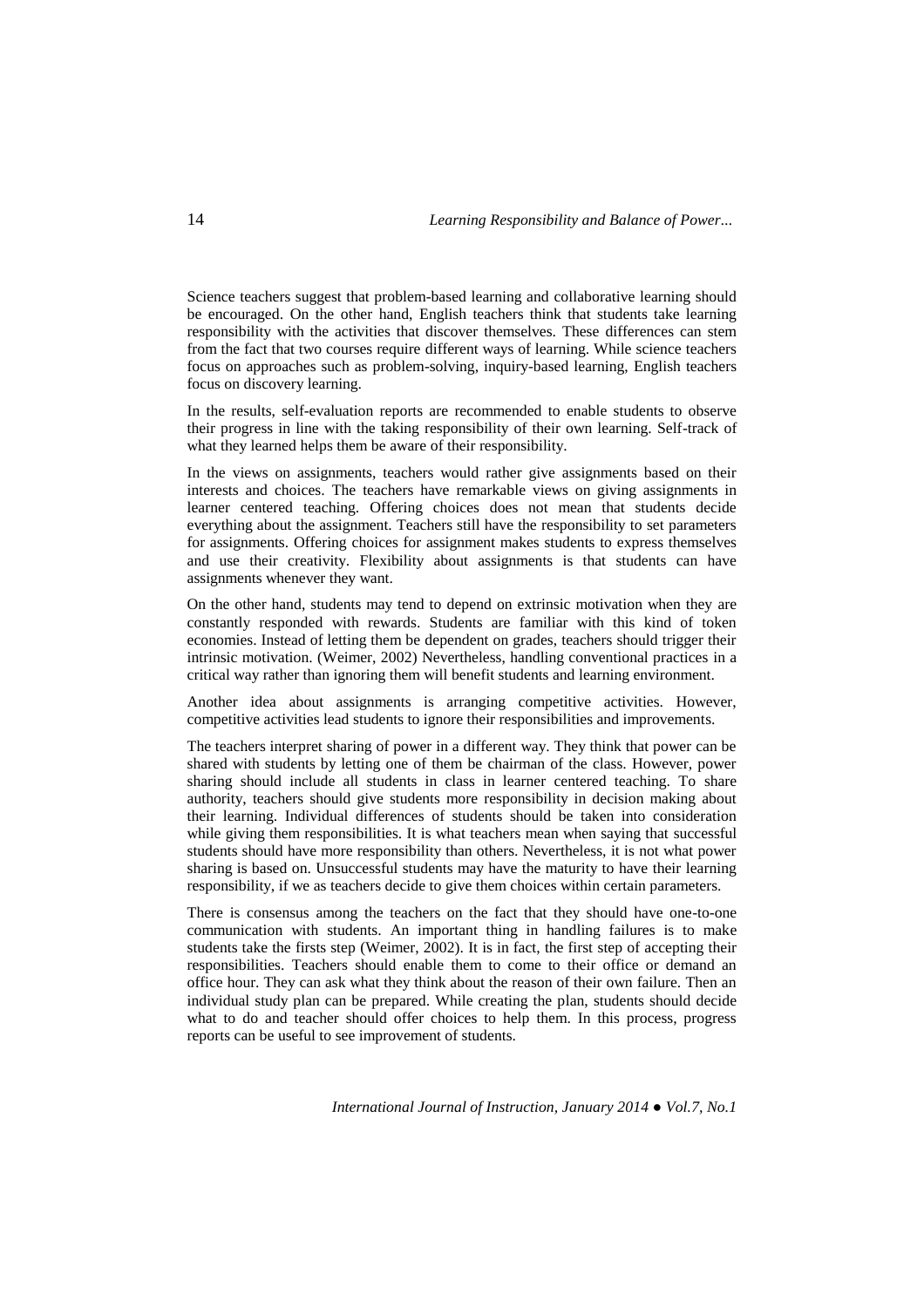Science teachers suggest that problem-based learning and collaborative learning should be encouraged. On the other hand, English teachers think that students take learning responsibility with the activities that discover themselves. These differences can stem from the fact that two courses require different ways of learning. While science teachers focus on approaches such as problem-solving, inquiry-based learning, English teachers focus on discovery learning.

In the results, self-evaluation reports are recommended to enable students to observe their progress in line with the taking responsibility of their own learning. Self-track of what they learned helps them be aware of their responsibility.

In the views on assignments, teachers would rather give assignments based on their interests and choices. The teachers have remarkable views on giving assignments in learner centered teaching. Offering choices does not mean that students decide everything about the assignment. Teachers still have the responsibility to set parameters for assignments. Offering choices for assignment makes students to express themselves and use their creativity. Flexibility about assignments is that students can have assignments whenever they want.

On the other hand, students may tend to depend on extrinsic motivation when they are constantly responded with rewards. Students are familiar with this kind of token economies. Instead of letting them be dependent on grades, teachers should trigger their intrinsic motivation. (Weimer, 2002) Nevertheless, handling conventional practices in a critical way rather than ignoring them will benefit students and learning environment.

Another idea about assignments is arranging competitive activities. However, competitive activities lead students to ignore their responsibilities and improvements.

The teachers interpret sharing of power in a different way. They think that power can be shared with students by letting one of them be chairman of the class. However, power sharing should include all students in class in learner centered teaching. To share authority, teachers should give students more responsibility in decision making about their learning. Individual differences of students should be taken into consideration while giving them responsibilities. It is what teachers mean when saying that successful students should have more responsibility than others. Nevertheless, it is not what power sharing is based on. Unsuccessful students may have the maturity to have their learning responsibility, if we as teachers decide to give them choices within certain parameters.

There is consensus among the teachers on the fact that they should have one-to-one communication with students. An important thing in handling failures is to make students take the firsts step (Weimer, 2002). It is in fact, the first step of accepting their responsibilities. Teachers should enable them to come to their office or demand an office hour. They can ask what they think about the reason of their own failure. Then an individual study plan can be prepared. While creating the plan, students should decide what to do and teacher should offer choices to help them. In this process, progress reports can be useful to see improvement of students.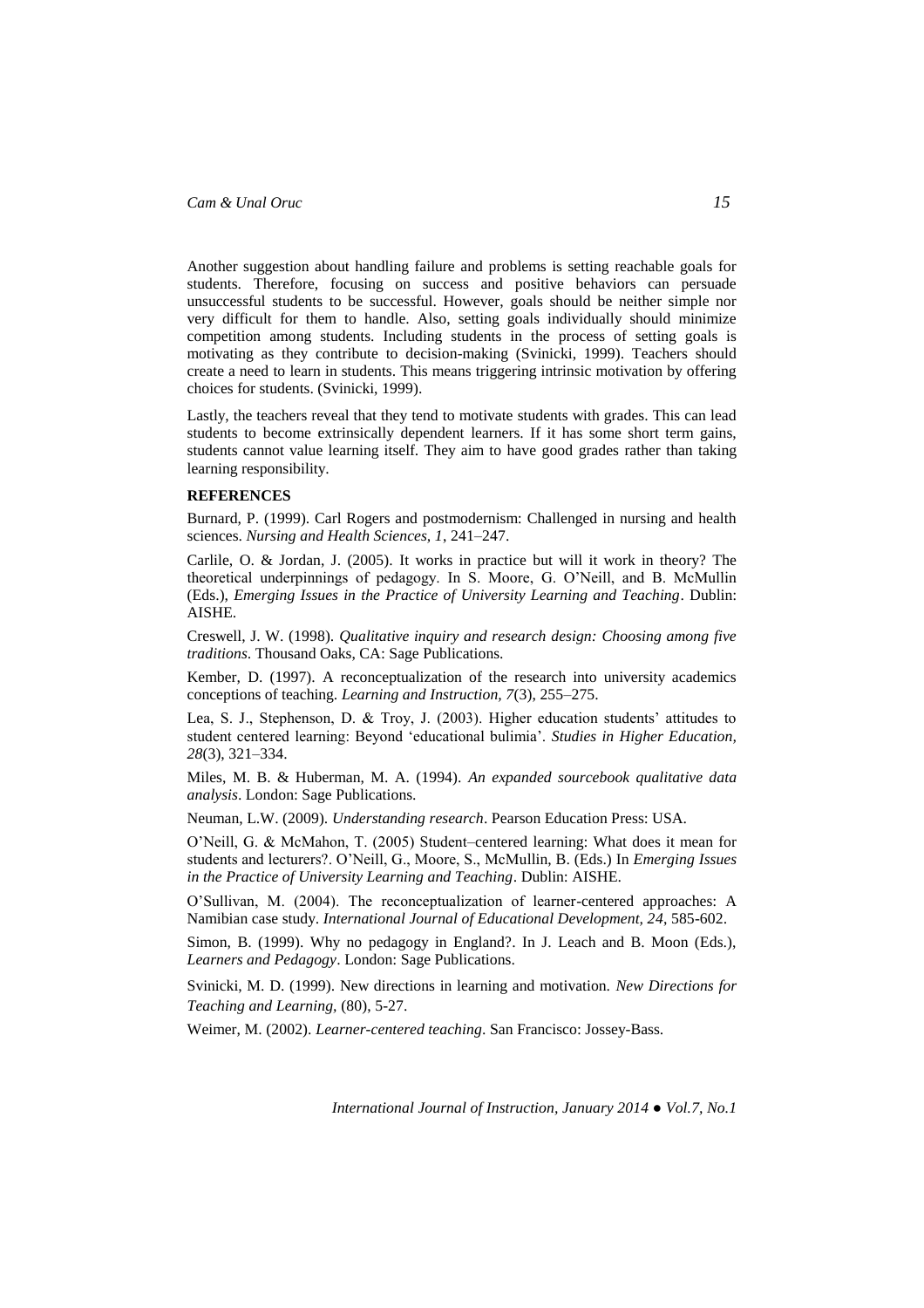Another suggestion about handling failure and problems is setting reachable goals for students. Therefore, focusing on success and positive behaviors can persuade unsuccessful students to be successful. However, goals should be neither simple nor very difficult for them to handle. Also, setting goals individually should minimize competition among students. Including students in the process of setting goals is motivating as they contribute to decision-making (Svinicki, 1999). Teachers should create a need to learn in students. This means triggering intrinsic motivation by offering choices for students. (Svinicki, 1999).

Lastly, the teachers reveal that they tend to motivate students with grades. This can lead students to become extrinsically dependent learners. If it has some short term gains, students cannot value learning itself. They aim to have good grades rather than taking learning responsibility.

## REFERENCES

Burnard, P. (1999). Carl Rogers and postmodernism: Challenged in nursing and health sciences. *Nursing and Health Sciences, 1*, 241–247.

Carlile, O. & Jordan, J. (2005). It works in practice but will it work in theory? The theoretical underpinnings of pedagogy. In S. Moore, G. O'Neill, and B. McMullin (Eds.), *Emerging Issues in the Practice of University Learning and Teaching*. Dublin: AISHE.

Creswell, J. W. (1998). *Qualitative inquiry and research design: Choosing among five traditions.* Thousand Oaks, CA: Sage Publications.

Kember, D. (1997). A reconceptualization of the research into university academics conceptions of teaching. *Learning and Instruction, 7*(3), 255–275.

Lea, S. J., Stephenson, D. & Troy, J. (2003). Higher education students' attitudes to student centered learning: Beyond 'educational bulimia'. *Studies in Higher Education, 28*(3), 321–334.

Miles, M. B. & Huberman, M. A. (1994). *An expanded sourcebook qualitative data analysis*. London: Sage Publications.

Neuman, L.W. (2009). *Understanding research*. Pearson Education Press: USA.

O'Neill, G. & McMahon, T. (2005) Student–centered learning: What does it mean for students and lecturers?. O'Neill, G., Moore, S., McMullin, B. (Eds.) In *Emerging Issues in the Practice of University Learning and Teaching*. Dublin: AISHE.

O'Sullivan, M. (2004). The reconceptualization of learner-centered approaches: A Namibian case study. *International Journal of Educational Development, 24*, 585-602.

Simon, B. (1999). Why no pedagogy in England?. In J. Leach and B. Moon (Eds.), *Learners and Pedagogy*. London: Sage Publications.

Svinicki, M. D. (1999). New directions in learning and motivation. *New Directions for Teaching and Learning*, (80), 5-27.

Weimer, M. (2002). *Learner-centered teaching*. San Francisco: Jossey-Bass.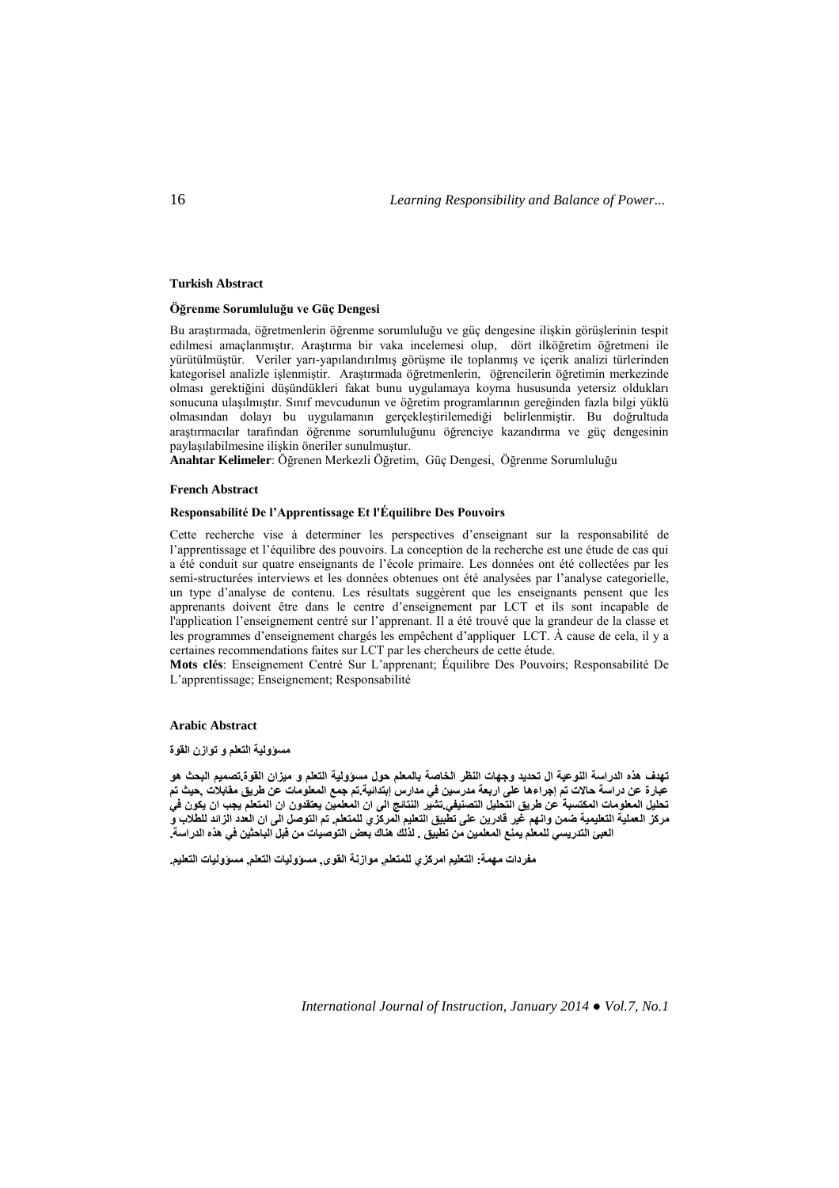### Turkish Abstract

#### Öğrenme Sorumluluğu ve Güç Dengesi

Bu araştırmada, öğretmenlerin öğrenme sorumluluğu ve güç dengesine ilişkin görüşlerinin tespit edilmesi amaçlanmıştır. Araştırma bir vaka incelemesi olup, dört ilköğretim öğretmeni ile yürütülmüştür. Veriler yarı-yapılandırılmış görüşme ile toplanmış ve içerik analizi türlerinden kategorisel analizle işlenmiştir. Araştırmada öğretmenlerin, öğrencilerin öğretimin merkezinde olması gerektiğini düşündükleri fakat bunu uygulamaya koyma hususunda yetersiz oldukları sonucuna ulaşılmıştır. Sınıf mevcudunun ve öğretim programlarının gereğinden fazla bilgi yüklü olmasından dolayı bu uygulamanın gerçekleştirilemediği belirlenmiştir. Bu doğrultuda araştırmacılar tarafından öğrenme sorumluluğunu öğrenciye kazandırma ve güç dengesinin paylaşılabilmesine ilişkin öneriler sunulmuştur.

**Anahtar Kelimeler**: Öğrenen Merkezli Öğretim, Güç Dengesi, Öğrenme Sorumluluğu

### French Abstract

#### Responsabilité De l'Apprentissage Et l'Équilibre Des Pouvoirs

Cette recherche vise à determiner les perspectives d'enseignant sur la responsabilité de l'apprentissage et l'équilibre des pouvoirs. La conception de la recherche est une étude de cas qui a été conduit sur quatre enseignants de l'école primaire. Les données ont été collectées par les semi-structurées interviews et les données obtenues ont été analysées par l'analyse categorielle, un type d'analyse de contenu. Les résultats suggèrent que les enseignants pensent que les apprenants doivent être dans le centre d'enseignement par LCT et ils sont incapable de l'application l'enseignement centré sur l'apprenant. Il a été trouvé que la grandeur de la classe et les programmes d'enseignement chargés les empêchent d'appliquer LCT. À cause de cela, il y a certaines recommendations faites sur LCT par les chercheurs de cette étude.

**Mots clés**: Enseignement Centré Sur L'apprenant; Équilibre Des Pouvoirs; Responsabilité De L'apprentissage; Enseignement; Responsabilité

### Arabic Abstract

#### مسؤولية التعلم و توازن القوة

تهدف هذه الدراسة النوعية ال تحديد وجهات النظر الخاصة بالمعلم حول مسؤولية التعلم و ميزان القوة.تصميم البحث هو عبارة عن دراسة حالات تم إجراءها على اربعة مدرسين في مدارس إبتدائية.تم جمع المعلومات عن طريق مقابلات ,حيث تم تحليل المعلومات المكتسبة عن طريق التحليل التصنيفي.تشير النتائج الى ان المعلمين يعتقدون ان المتعلم يجب ان يكون في مركز العملية التعليمية ضمن وانهم غير قادرين على تطبيق التعليم المركزي للمتعلم. تم التوصل الى ان العدد الزائد للطلاب و العبئ التدريسي للمعلم يمنع المعلمين من تطبيق . لذلك هناك بعض التوصيات من قبل الباحثين في هذه الدراسة.

**مفردات مهمة:** التعليم امركزي للمتعلم, موازنة القوى, مسؤوليات التعلم, مسؤوليات التعليم.